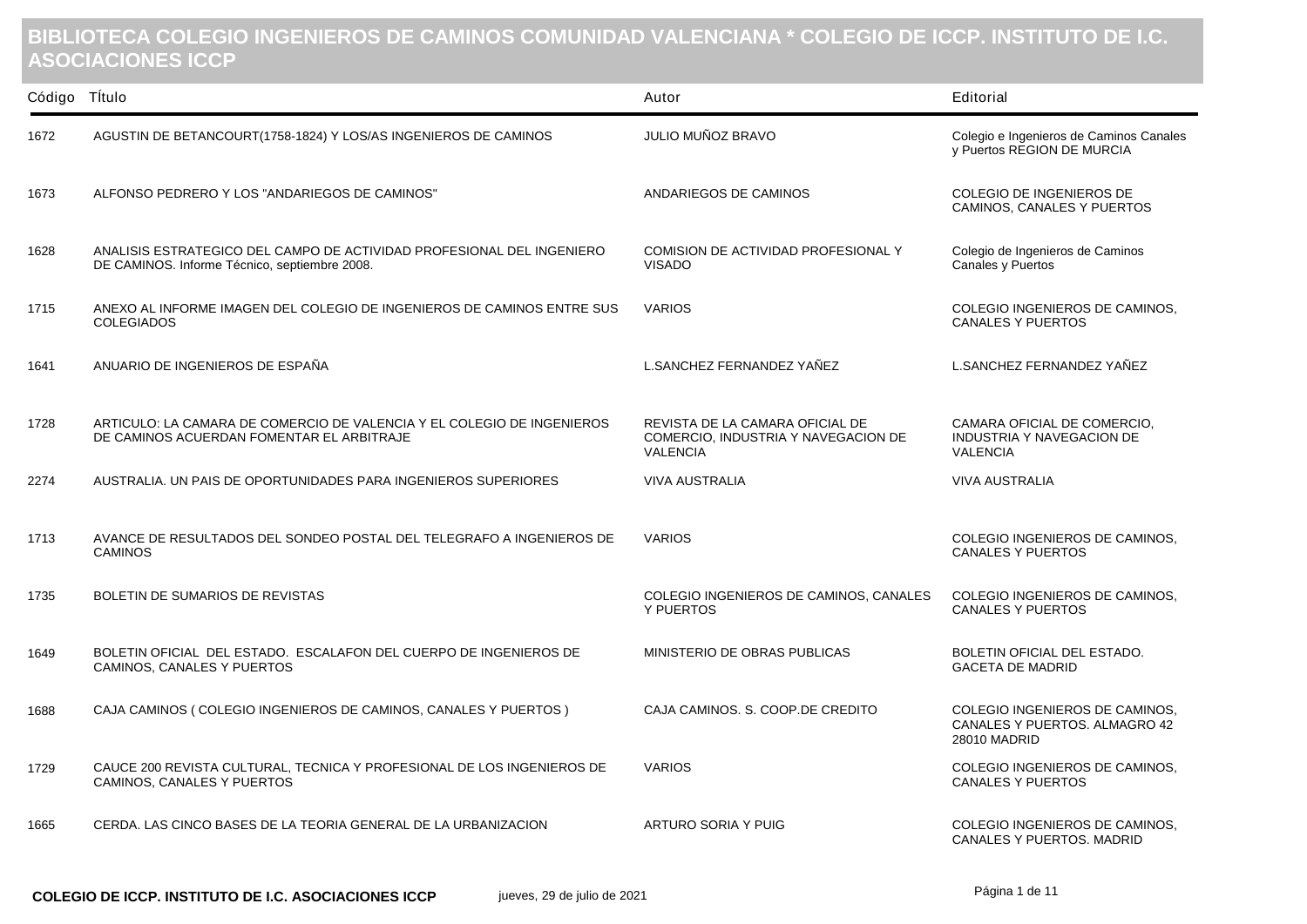# BIBLIOTECA COLEGIO INGENIEROS DE CAMINOS COMUNIDAD VALENCIANA * COLEGIO DE ICCP. INSTITUTO DE I.C. ASOCIACIONES ICCP

| Código | TÍtulo | Autor | Editorial |
|---|---|---|---|
| 1672 | AGUSTIN DE BETANCOURT(1758-1824) Y LOS/AS INGENIEROS DE CAMINOS | JULIO MUÑOZ BRAVO | Colegio e Ingenieros de Caminos Canales y Puertos REGION DE MURCIA |
| 1673 | ALFONSO PEDRERO Y LOS "ANDARIEGOS DE CAMINOS" | ANDARIEGOS DE CAMINOS | COLEGIO DE INGENIEROS DE CAMINOS, CANALES Y PUERTOS |
| 1628 | ANALISIS ESTRATEGICO DEL CAMPO DE ACTIVIDAD PROFESIONAL DEL INGENIERO DE CAMINOS. Informe Técnico, septiembre 2008. | COMISION DE ACTIVIDAD PROFESIONAL Y VISADO | Colegio de Ingenieros de Caminos Canales y Puertos |
| 1715 | ANEXO AL INFORME IMAGEN DEL COLEGIO DE INGENIEROS DE CAMINOS ENTRE SUS COLEGIADOS | VARIOS | COLEGIO INGENIEROS DE CAMINOS, CANALES Y PUERTOS |
| 1641 | ANUARIO DE INGENIEROS DE ESPAÑA | L.SANCHEZ FERNANDEZ YAÑEZ | L.SANCHEZ FERNANDEZ YAÑEZ |
| 1728 | ARTICULO: LA CAMARA DE COMERCIO DE VALENCIA Y EL COLEGIO DE INGENIEROS DE CAMINOS ACUERDAN FOMENTAR EL ARBITRAJE | REVISTA DE LA CAMARA OFICIAL DE COMERCIO, INDUSTRIA Y NAVEGACION DE VALENCIA | CAMARA OFICIAL DE COMERCIO, INDUSTRIA Y NAVEGACION DE VALENCIA |
| 2274 | AUSTRALIA. UN PAIS DE OPORTUNIDADES PARA INGENIEROS SUPERIORES | VIVA AUSTRALIA | VIVA AUSTRALIA |
| 1713 | AVANCE DE RESULTADOS DEL SONDEO POSTAL DEL TELEGRAFO A INGENIEROS DE CAMINOS | VARIOS | COLEGIO INGENIEROS DE CAMINOS, CANALES Y PUERTOS |
| 1735 | BOLETIN DE SUMARIOS DE REVISTAS | COLEGIO INGENIEROS DE CAMINOS, CANALES Y PUERTOS | COLEGIO INGENIEROS DE CAMINOS, CANALES Y PUERTOS |
| 1649 | BOLETIN OFICIAL DEL ESTADO. ESCALAFON DEL CUERPO DE INGENIEROS DE CAMINOS, CANALES Y PUERTOS | MINISTERIO DE OBRAS PUBLICAS | BOLETIN OFICIAL DEL ESTADO. GACETA DE MADRID |
| 1688 | CAJA CAMINOS ( COLEGIO INGENIEROS DE CAMINOS, CANALES Y PUERTOS ) | CAJA CAMINOS. S. COOP.DE CREDITO | COLEGIO INGENIEROS DE CAMINOS, CANALES Y PUERTOS. ALMAGRO 42 28010 MADRID |
| 1729 | CAUCE 200 REVISTA CULTURAL, TECNICA Y PROFESIONAL DE LOS INGENIEROS DE CAMINOS, CANALES Y PUERTOS | VARIOS | COLEGIO INGENIEROS DE CAMINOS, CANALES Y PUERTOS |
| 1665 | CERDA. LAS CINCO BASES DE LA TEORIA GENERAL DE LA URBANIZACION | ARTURO SORIA Y PUIG | COLEGIO INGENIEROS DE CAMINOS, CANALES Y PUERTOS. MADRID |

**COLEGIO DE ICCP. INSTITUTO DE I.C. ASOCIACIONES ICCP** jueves, 29 de julio de 2021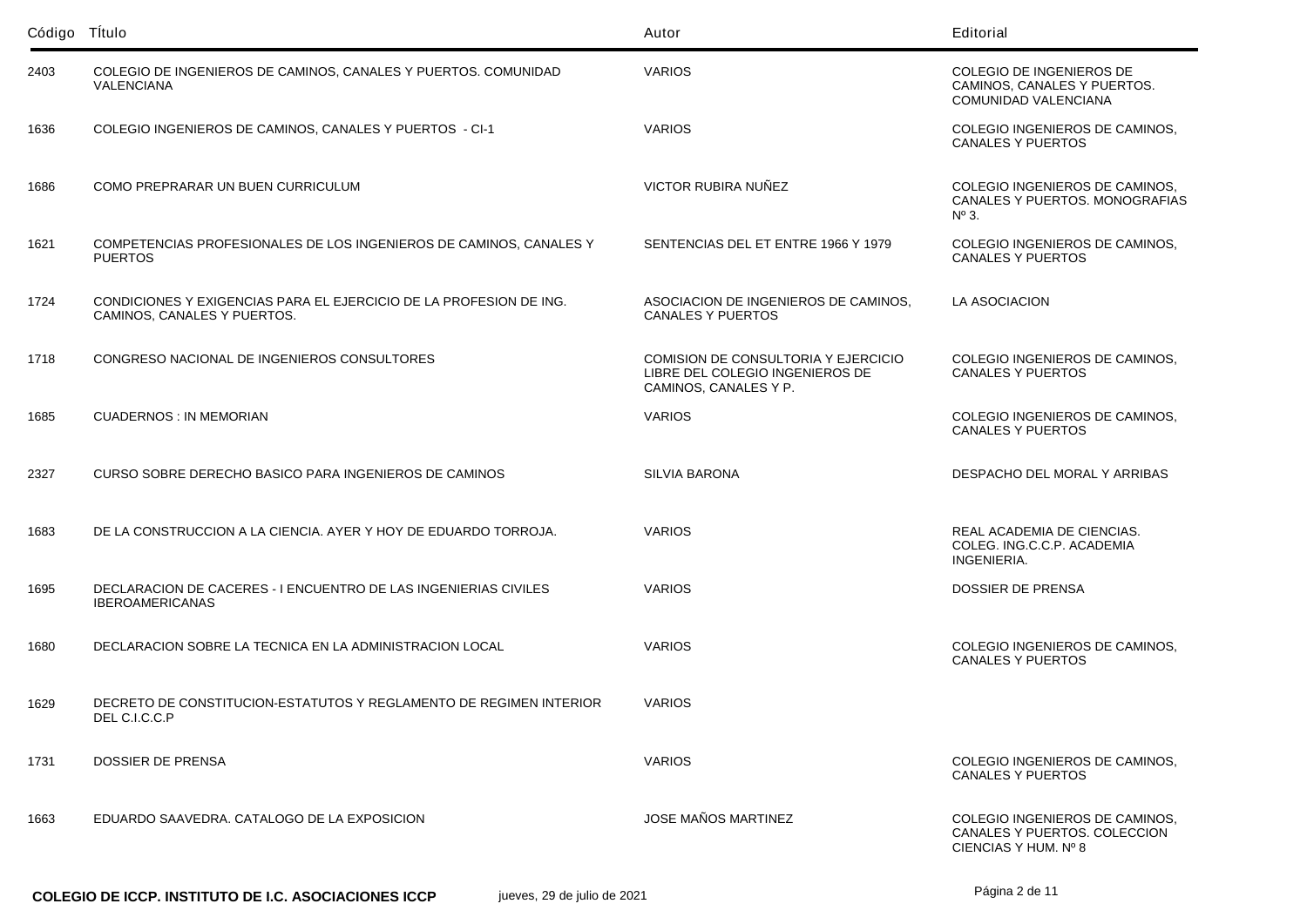| Código | Título | Autor | Editorial |
|---|---|---|---|
| 2403 | COLEGIO DE INGENIEROS DE CAMINOS, CANALES Y PUERTOS. COMUNIDAD VALENCIANA | VARIOS | COLEGIO DE INGENIEROS DE CAMINOS, CANALES Y PUERTOS. COMUNIDAD VALENCIANA |
| 1636 | COLEGIO INGENIEROS DE CAMINOS, CANALES Y PUERTOS - CI-1 | VARIOS | COLEGIO INGENIEROS DE CAMINOS, CANALES Y PUERTOS |
| 1686 | COMO PREPRARAR UN BUEN CURRICULUM | VICTOR RUBIRA NUÑEZ | COLEGIO INGENIEROS DE CAMINOS, CANALES Y PUERTOS. MONOGRAFIAS Nº 3. |
| 1621 | COMPETENCIAS PROFESIONALES DE LOS INGENIEROS DE CAMINOS, CANALES Y PUERTOS | SENTENCIAS DEL ET ENTRE 1966 Y 1979 | COLEGIO INGENIEROS DE CAMINOS, CANALES Y PUERTOS |
| 1724 | CONDICIONES Y EXIGENCIAS PARA EL EJERCICIO DE LA PROFESION DE ING. CAMINOS, CANALES Y PUERTOS. | ASOCIACION DE INGENIEROS DE CAMINOS, CANALES Y PUERTOS | LA ASOCIACION |
| 1718 | CONGRESO NACIONAL DE INGENIEROS CONSULTORES | COMISION DE CONSULTORIA Y EJERCICIO LIBRE DEL COLEGIO INGENIEROS DE CAMINOS, CANALES Y P. | COLEGIO INGENIEROS DE CAMINOS, CANALES Y PUERTOS |
| 1685 | CUADERNOS : IN MEMORIAN | VARIOS | COLEGIO INGENIEROS DE CAMINOS, CANALES Y PUERTOS |
| 2327 | CURSO SOBRE DERECHO BASICO PARA INGENIEROS DE CAMINOS | SILVIA BARONA | DESPACHO DEL MORAL Y ARRIBAS |
| 1683 | DE LA CONSTRUCCION A LA CIENCIA. AYER Y HOY DE EDUARDO TORROJA. | VARIOS | REAL ACADEMIA DE CIENCIAS. COLEG. ING.C.C.P. ACADEMIA INGENIERIA. |
| 1695 | DECLARACION DE CACERES - I ENCUENTRO DE LAS INGENIERIAS CIVILES IBEROAMERICANAS | VARIOS | DOSSIER DE PRENSA |
| 1680 | DECLARACION SOBRE LA TECNICA EN LA ADMINISTRACION LOCAL | VARIOS | COLEGIO INGENIEROS DE CAMINOS, CANALES Y PUERTOS |
| 1629 | DECRETO DE CONSTITUCION-ESTATUTOS Y REGLAMENTO DE REGIMEN INTERIOR DEL C.I.C.C.P | VARIOS | |
| 1731 | DOSSIER DE PRENSA | VARIOS | COLEGIO INGENIEROS DE CAMINOS, CANALES Y PUERTOS |
| 1663 | EDUARDO SAAVEDRA. CATALOGO DE LA EXPOSICION | JOSE MAÑOS MARTINEZ | COLEGIO INGENIEROS DE CAMINOS, CANALES Y PUERTOS. COLECCION CIENCIAS Y HUM. Nº 8 |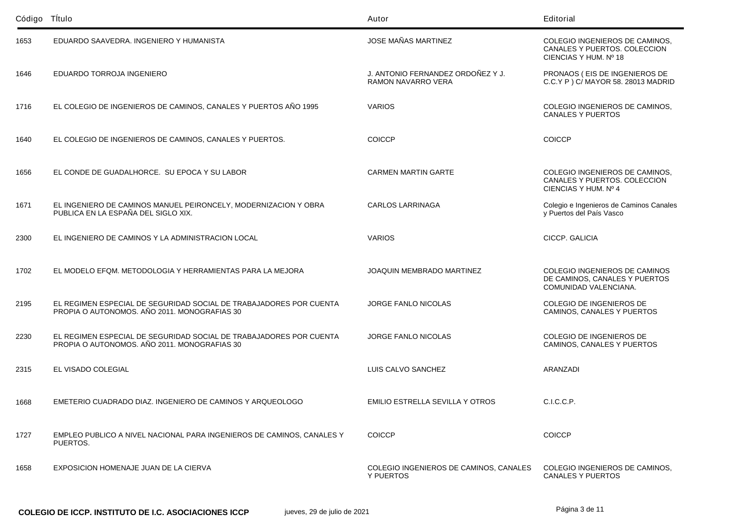| Código | Tĺtulo | Autor | Editorial |
|---|---|---|---|
| 1653 | EDUARDO SAAVEDRA. INGENIERO Y HUMANISTA | JOSE MAÑAS MARTINEZ | COLEGIO INGENIEROS DE CAMINOS, CANALES Y PUERTOS. COLECCION CIENCIAS Y HUM. Nº 18 |
| 1646 | EDUARDO TORROJA INGENIERO | J. ANTONIO FERNANDEZ ORDOÑEZ Y J. RAMON NAVARRO VERA | PRONAOS ( EIS DE INGENIEROS DE C.C.Y P ) C/ MAYOR 58. 28013 MADRID |
| 1716 | EL COLEGIO DE INGENIEROS DE CAMINOS, CANALES Y PUERTOS AÑO 1995 | VARIOS | COLEGIO INGENIEROS DE CAMINOS, CANALES Y PUERTOS |
| 1640 | EL COLEGIO DE INGENIEROS DE CAMINOS, CANALES Y PUERTOS. | COICCP | COICCP |
| 1656 | EL CONDE DE GUADALHORCE. SU EPOCA Y SU LABOR | CARMEN MARTIN GARTE | COLEGIO INGENIEROS DE CAMINOS, CANALES Y PUERTOS. COLECCION CIENCIAS Y HUM. Nº 4 |
| 1671 | EL INGENIERO DE CAMINOS MANUEL PEIRONCELY, MODERNIZACION Y OBRA PUBLICA EN LA ESPAÑA DEL SIGLO XIX. | CARLOS LARRINAGA | Colegio e Ingenieros de Caminos Canales y Puertos del País Vasco |
| 2300 | EL INGENIERO DE CAMINOS Y LA ADMINISTRACION LOCAL | VARIOS | CICCP. GALICIA |
| 1702 | EL MODELO EFQM. METODOLOGIA Y HERRAMIENTAS PARA LA MEJORA | JOAQUIN MEMBRADO MARTINEZ | COLEGIO INGENIEROS DE CAMINOS DE CAMINOS, CANALES Y PUERTOS COMUNIDAD VALENCIANA. |
| 2195 | EL REGIMEN ESPECIAL DE SEGURIDAD SOCIAL DE TRABAJADORES POR CUENTA PROPIA O AUTONOMOS. AÑO 2011. MONOGRAFIAS 30 | JORGE FANLO NICOLAS | COLEGIO DE INGENIEROS DE CAMINOS, CANALES Y PUERTOS |
| 2230 | EL REGIMEN ESPECIAL DE SEGURIDAD SOCIAL DE TRABAJADORES POR CUENTA PROPIA O AUTONOMOS. AÑO 2011. MONOGRAFIAS 30 | JORGE FANLO NICOLAS | COLEGIO DE INGENIEROS DE CAMINOS, CANALES Y PUERTOS |
| 2315 | EL VISADO COLEGIAL | LUIS CALVO SANCHEZ | ARANZADI |
| 1668 | EMETERIO CUADRADO DIAZ. INGENIERO DE CAMINOS Y ARQUEOLOGO | EMILIO ESTRELLA SEVILLA Y OTROS | C.I.C.C.P. |
| 1727 | EMPLEO PUBLICO A NIVEL NACIONAL PARA INGENIEROS DE CAMINOS, CANALES Y PUERTOS. | COICCP | COICCP |
| 1658 | EXPOSICION HOMENAJE JUAN DE LA CIERVA | COLEGIO INGENIEROS DE CAMINOS, CANALES Y PUERTOS | COLEGIO INGENIEROS DE CAMINOS, CANALES Y PUERTOS |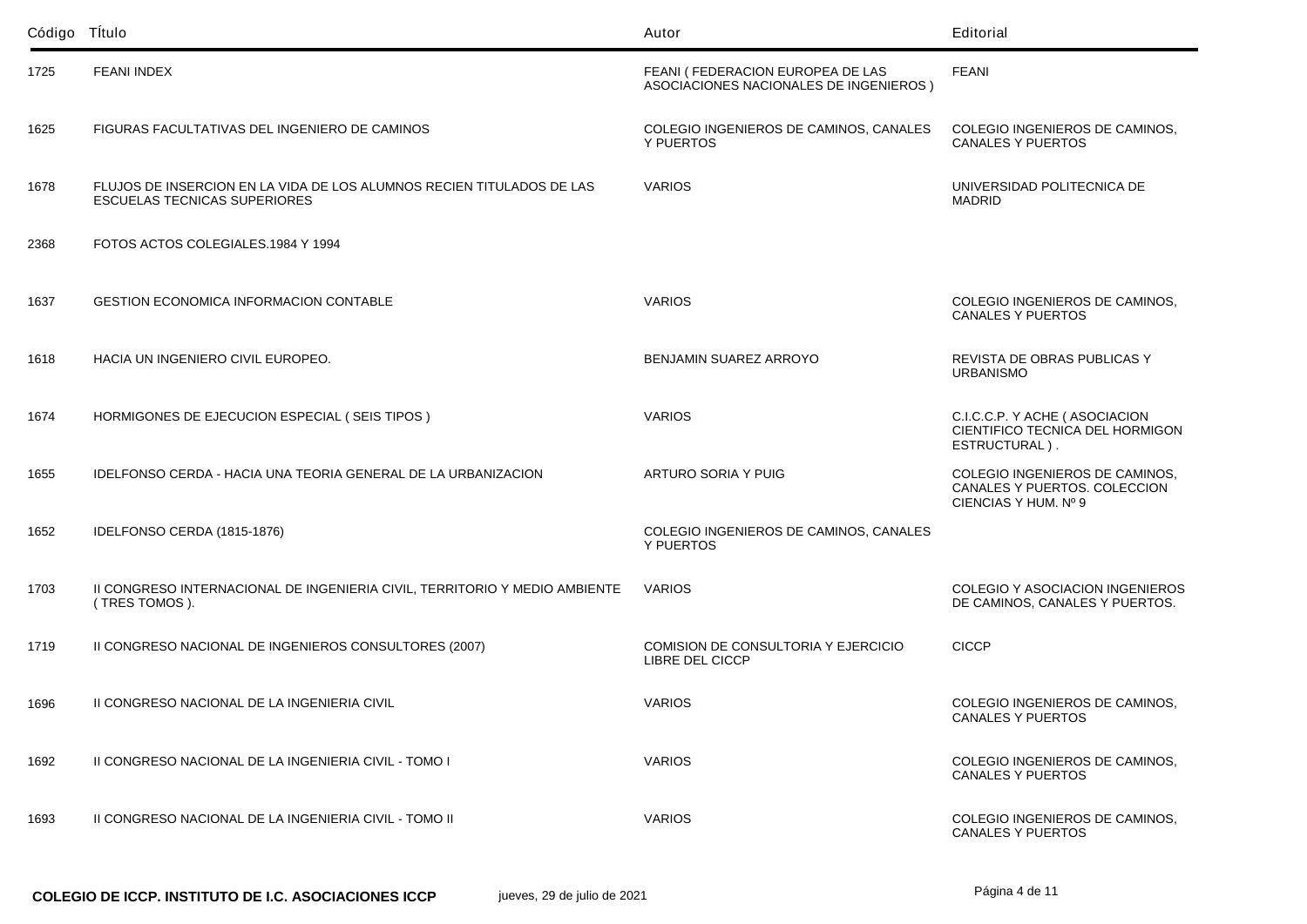| Código | Título | Autor | Editorial |
|---|---|---|---|
| 1725 | FEANI INDEX | FEANI ( FEDERACION EUROPEA DE LAS ASOCIACIONES NACIONALES DE INGENIEROS ) | FEANI |
| 1625 | FIGURAS FACULTATIVAS DEL INGENIERO DE CAMINOS | COLEGIO INGENIEROS DE CAMINOS, CANALES Y PUERTOS | COLEGIO INGENIEROS DE CAMINOS, CANALES Y PUERTOS |
| 1678 | FLUJOS DE INSERCION EN LA VIDA DE LOS ALUMNOS RECIEN TITULADOS DE LAS ESCUELAS TECNICAS SUPERIORES | VARIOS | UNIVERSIDAD POLITECNICA DE MADRID |
| 2368 | FOTOS ACTOS COLEGIALES.1984 Y 1994 | | |
| 1637 | GESTION ECONOMICA INFORMACION CONTABLE | VARIOS | COLEGIO INGENIEROS DE CAMINOS, CANALES Y PUERTOS |
| 1618 | HACIA UN INGENIERO CIVIL EUROPEO. | BENJAMIN SUAREZ ARROYO | REVISTA DE OBRAS PUBLICAS Y URBANISMO |
| 1674 | HORMIGONES DE EJECUCION ESPECIAL ( SEIS TIPOS ) | VARIOS | C.I.C.C.P. Y ACHE ( ASOCIACION CIENTIFICO TECNICA DEL HORMIGON ESTRUCTURAL ) . |
| 1655 | IDELFONSO CERDA - HACIA UNA TEORIA GENERAL DE LA URBANIZACION | ARTURO SORIA Y PUIG | COLEGIO INGENIEROS DE CAMINOS, CANALES Y PUERTOS. COLECCION CIENCIAS Y HUM. Nº 9 |
| 1652 | IDELFONSO CERDA (1815-1876) | COLEGIO INGENIEROS DE CAMINOS, CANALES Y PUERTOS | |
| 1703 | II CONGRESO INTERNACIONAL DE INGENIERIA CIVIL, TERRITORIO Y MEDIO AMBIENTE ( TRES TOMOS ). | VARIOS | COLEGIO Y ASOCIACION INGENIEROS DE CAMINOS, CANALES Y PUERTOS. |
| 1719 | II CONGRESO NACIONAL DE INGENIEROS CONSULTORES (2007) | COMISION DE CONSULTORIA Y EJERCICIO LIBRE DEL CICCP | CICCP |
| 1696 | II CONGRESO NACIONAL DE LA INGENIERIA CIVIL | VARIOS | COLEGIO INGENIEROS DE CAMINOS, CANALES Y PUERTOS |
| 1692 | II CONGRESO NACIONAL DE LA INGENIERIA CIVIL - TOMO I | VARIOS | COLEGIO INGENIEROS DE CAMINOS, CANALES Y PUERTOS |
| 1693 | II CONGRESO NACIONAL DE LA INGENIERIA CIVIL - TOMO II | VARIOS | COLEGIO INGENIEROS DE CAMINOS, CANALES Y PUERTOS |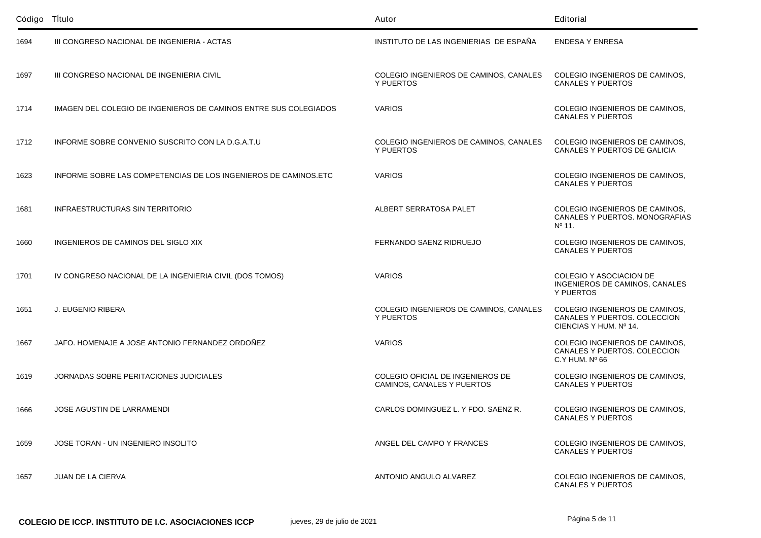| Código | Título | Autor | Editorial |
|---|---|---|---|
| 1694 | III CONGRESO NACIONAL DE INGENIERIA - ACTAS | INSTITUTO DE LAS INGENIERIAS DE ESPAÑA | ENDESA Y ENRESA |
| 1697 | III CONGRESO NACIONAL DE INGENIERIA CIVIL | COLEGIO INGENIEROS DE CAMINOS, CANALES Y PUERTOS | COLEGIO INGENIEROS DE CAMINOS, CANALES Y PUERTOS |
| 1714 | IMAGEN DEL COLEGIO DE INGENIEROS DE CAMINOS ENTRE SUS COLEGIADOS | VARIOS | COLEGIO INGENIEROS DE CAMINOS, CANALES Y PUERTOS |
| 1712 | INFORME SOBRE CONVENIO SUSCRITO CON LA D.G.A.T.U | COLEGIO INGENIEROS DE CAMINOS, CANALES Y PUERTOS | COLEGIO INGENIEROS DE CAMINOS, CANALES Y PUERTOS DE GALICIA |
| 1623 | INFORME SOBRE LAS COMPETENCIAS DE LOS INGENIEROS DE CAMINOS.ETC | VARIOS | COLEGIO INGENIEROS DE CAMINOS, CANALES Y PUERTOS |
| 1681 | INFRAESTRUCTURAS SIN TERRITORIO | ALBERT SERRATOSA PALET | COLEGIO INGENIEROS DE CAMINOS, CANALES Y PUERTOS. MONOGRAFIAS Nº 11. |
| 1660 | INGENIEROS DE CAMINOS DEL SIGLO XIX | FERNANDO SAENZ RIDRUEJO | COLEGIO INGENIEROS DE CAMINOS, CANALES Y PUERTOS |
| 1701 | IV CONGRESO NACIONAL DE LA INGENIERIA CIVIL (DOS TOMOS) | VARIOS | COLEGIO Y ASOCIACION DE INGENIEROS DE CAMINOS, CANALES Y PUERTOS |
| 1651 | J. EUGENIO RIBERA | COLEGIO INGENIEROS DE CAMINOS, CANALES Y PUERTOS | COLEGIO INGENIEROS DE CAMINOS, CANALES Y PUERTOS. COLECCION CIENCIAS Y HUM. Nº 14. |
| 1667 | JAFO. HOMENAJE A JOSE ANTONIO FERNANDEZ ORDOÑEZ | VARIOS | COLEGIO INGENIEROS DE CAMINOS, CANALES Y PUERTOS. COLECCION C.Y HUM. Nº 66 |
| 1619 | JORNADAS SOBRE PERITACIONES JUDICIALES | COLEGIO OFICIAL DE INGENIEROS DE CAMINOS, CANALES Y PUERTOS | COLEGIO INGENIEROS DE CAMINOS, CANALES Y PUERTOS |
| 1666 | JOSE AGUSTIN DE LARRAMENDI | CARLOS DOMINGUEZ L. Y FDO. SAENZ R. | COLEGIO INGENIEROS DE CAMINOS, CANALES Y PUERTOS |
| 1659 | JOSE TORAN - UN INGENIERO INSOLITO | ANGEL DEL CAMPO Y FRANCES | COLEGIO INGENIEROS DE CAMINOS, CANALES Y PUERTOS |
| 1657 | JUAN DE LA CIERVA | ANTONIO ANGULO ALVAREZ | COLEGIO INGENIEROS DE CAMINOS, CANALES Y PUERTOS |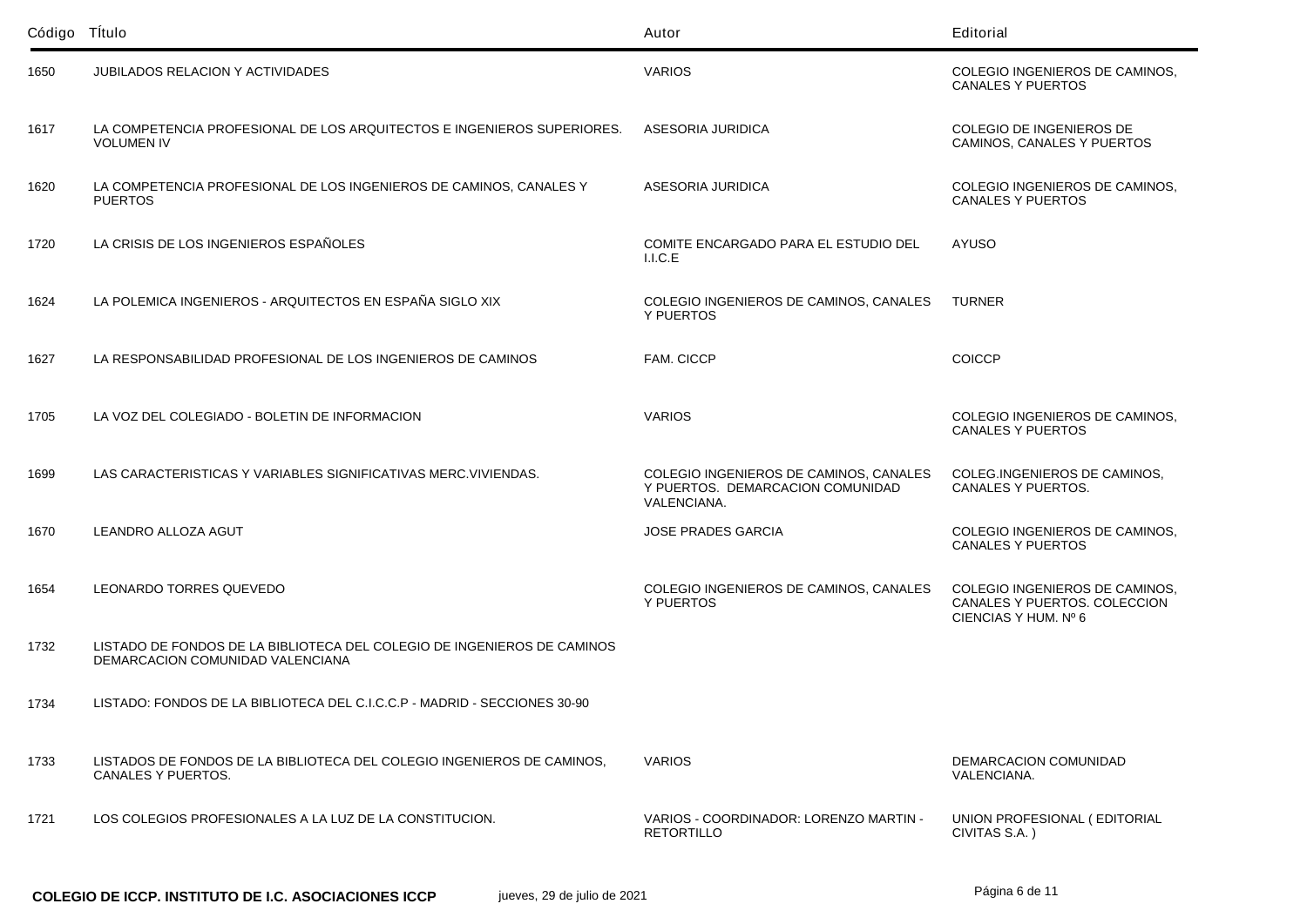| Código | Título | Autor | Editorial |
|---|---|---|---|
| 1650 | JUBILADOS RELACION Y ACTIVIDADES | VARIOS | COLEGIO INGENIEROS DE CAMINOS, CANALES Y PUERTOS |
| 1617 | LA COMPETENCIA PROFESIONAL DE LOS ARQUITECTOS E INGENIEROS SUPERIORES. VOLUMEN IV | ASESORIA JURIDICA | COLEGIO DE INGENIEROS DE CAMINOS, CANALES Y PUERTOS |
| 1620 | LA COMPETENCIA PROFESIONAL DE LOS INGENIEROS DE CAMINOS, CANALES Y PUERTOS | ASESORIA JURIDICA | COLEGIO INGENIEROS DE CAMINOS, CANALES Y PUERTOS |
| 1720 | LA CRISIS DE LOS INGENIEROS ESPAÑOLES | COMITE ENCARGADO PARA EL ESTUDIO DEL I.I.C.E | AYUSO |
| 1624 | LA POLEMICA INGENIEROS - ARQUITECTOS EN ESPAÑA SIGLO XIX | COLEGIO INGENIEROS DE CAMINOS, CANALES Y PUERTOS | TURNER |
| 1627 | LA RESPONSABILIDAD PROFESIONAL DE LOS INGENIEROS DE CAMINOS | FAM. CICCP | COICCP |
| 1705 | LA VOZ DEL COLEGIADO - BOLETIN DE INFORMACION | VARIOS | COLEGIO INGENIEROS DE CAMINOS, CANALES Y PUERTOS |
| 1699 | LAS CARACTERISTICAS Y VARIABLES SIGNIFICATIVAS MERC.VIVIENDAS. | COLEGIO INGENIEROS DE CAMINOS, CANALES Y PUERTOS. DEMARCACION COMUNIDAD VALENCIANA. | COLEG.INGENIEROS DE CAMINOS, CANALES Y PUERTOS. |
| 1670 | LEANDRO ALLOZA AGUT | JOSE PRADES GARCIA | COLEGIO INGENIEROS DE CAMINOS, CANALES Y PUERTOS |
| 1654 | LEONARDO TORRES QUEVEDO | COLEGIO INGENIEROS DE CAMINOS, CANALES Y PUERTOS | COLEGIO INGENIEROS DE CAMINOS, CANALES Y PUERTOS. COLECCION CIENCIAS Y HUM. Nº 6 |
| 1732 | LISTADO DE FONDOS DE LA BIBLIOTECA DEL COLEGIO DE INGENIEROS DE CAMINOS DEMARCACION COMUNIDAD VALENCIANA | | |
| 1734 | LISTADO: FONDOS DE LA BIBLIOTECA DEL C.I.C.C.P - MADRID - SECCIONES 30-90 | | |
| 1733 | LISTADOS DE FONDOS DE LA BIBLIOTECA DEL COLEGIO INGENIEROS DE CAMINOS, CANALES Y PUERTOS. | VARIOS | DEMARCACION COMUNIDAD VALENCIANA. |
| 1721 | LOS COLEGIOS PROFESIONALES A LA LUZ DE LA CONSTITUCION. | VARIOS - COORDINADOR: LORENZO MARTIN - RETORTILLO | UNION PROFESIONAL ( EDITORIAL CIVITAS S.A. ) |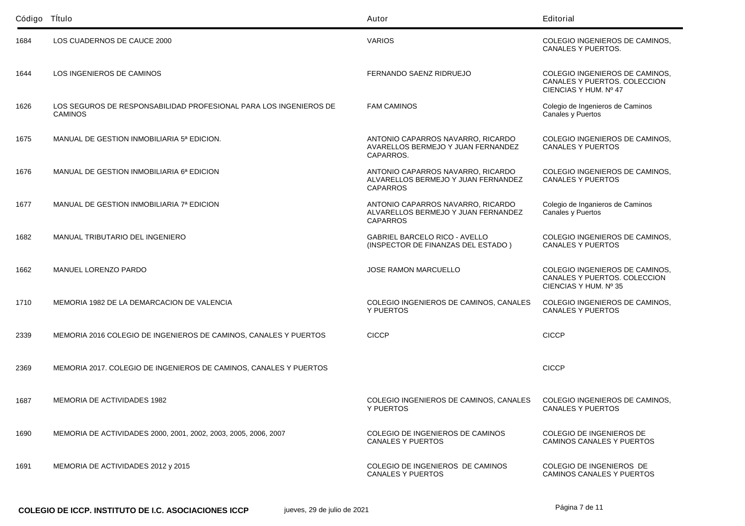| Código | TÍtulo | Autor | Editorial |
|---|---|---|---|
| 1684 | LOS CUADERNOS DE CAUCE 2000 | VARIOS | COLEGIO INGENIEROS DE CAMINOS, CANALES Y PUERTOS. |
| 1644 | LOS INGENIEROS DE CAMINOS | FERNANDO SAENZ RIDRUEJO | COLEGIO INGENIEROS DE CAMINOS, CANALES Y PUERTOS. COLECCION CIENCIAS Y HUM. Nº 47 |
| 1626 | LOS SEGUROS DE RESPONSABILIDAD PROFESIONAL PARA LOS INGENIEROS DE CAMINOS | FAM CAMINOS | Colegio de Ingenieros de Caminos Canales y Puertos |
| 1675 | MANUAL DE GESTION INMOBILIARIA 5ª EDICION. | ANTONIO CAPARROS NAVARRO, RICARDO AVARELLOS BERMEJO Y JUAN FERNANDEZ CAPARROS. | COLEGIO INGENIEROS DE CAMINOS, CANALES Y PUERTOS |
| 1676 | MANUAL DE GESTION INMOBILIARIA 6ª EDICION | ANTONIO CAPARROS NAVARRO, RICARDO ALVARELLOS BERMEJO Y JUAN FERNANDEZ CAPARROS | COLEGIO INGENIEROS DE CAMINOS, CANALES Y PUERTOS |
| 1677 | MANUAL DE GESTION INMOBILIARIA 7ª EDICION | ANTONIO CAPARROS NAVARRO, RICARDO ALVARELLOS BERMEJO Y JUAN FERNANDEZ CAPARROS | Colegio de Inganieros de Caminos Canales y Puertos |
| 1682 | MANUAL TRIBUTARIO DEL INGENIERO | GABRIEL BARCELO RICO - AVELLO (INSPECTOR DE FINANZAS DEL ESTADO ) | COLEGIO INGENIEROS DE CAMINOS, CANALES Y PUERTOS |
| 1662 | MANUEL LORENZO PARDO | JOSE RAMON MARCUELLO | COLEGIO INGENIEROS DE CAMINOS, CANALES Y PUERTOS. COLECCION CIENCIAS Y HUM. Nº 35 |
| 1710 | MEMORIA 1982 DE LA DEMARCACION DE VALENCIA | COLEGIO INGENIEROS DE CAMINOS, CANALES Y PUERTOS | COLEGIO INGENIEROS DE CAMINOS, CANALES Y PUERTOS |
| 2339 | MEMORIA 2016 COLEGIO DE INGENIEROS DE CAMINOS, CANALES Y PUERTOS | CICCP | CICCP |
| 2369 | MEMORIA 2017. COLEGIO DE INGENIEROS DE CAMINOS, CANALES Y PUERTOS | | CICCP |
| 1687 | MEMORIA DE ACTIVIDADES 1982 | COLEGIO INGENIEROS DE CAMINOS, CANALES Y PUERTOS | COLEGIO INGENIEROS DE CAMINOS, CANALES Y PUERTOS |
| 1690 | MEMORIA DE ACTIVIDADES 2000, 2001, 2002, 2003, 2005, 2006, 2007 | COLEGIO DE INGENIEROS DE CAMINOS CANALES Y PUERTOS | COLEGIO DE INGENIEROS DE CAMINOS CANALES Y PUERTOS |
| 1691 | MEMORIA DE ACTIVIDADES 2012 y 2015 | COLEGIO DE INGENIEROS DE CAMINOS CANALES Y PUERTOS | COLEGIO DE INGENIEROS DE CAMINOS CANALES Y PUERTOS |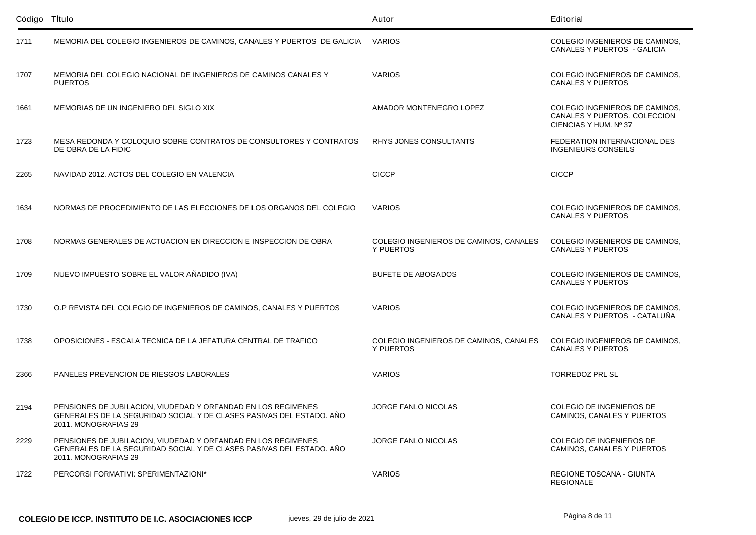| Código | TÍtulo | Autor | Editorial |
|---|---|---|---|
| 1711 | MEMORIA DEL COLEGIO INGENIEROS DE CAMINOS, CANALES Y PUERTOS DE GALICIA | VARIOS | COLEGIO INGENIEROS DE CAMINOS, CANALES Y PUERTOS - GALICIA |
| 1707 | MEMORIA DEL COLEGIO NACIONAL DE INGENIEROS DE CAMINOS CANALES Y PUERTOS | VARIOS | COLEGIO INGENIEROS DE CAMINOS, CANALES Y PUERTOS |
| 1661 | MEMORIAS DE UN INGENIERO DEL SIGLO XIX | AMADOR MONTENEGRO LOPEZ | COLEGIO INGENIEROS DE CAMINOS, CANALES Y PUERTOS. COLECCION CIENCIAS Y HUM. Nº 37 |
| 1723 | MESA REDONDA Y COLOQUIO SOBRE CONTRATOS DE CONSULTORES Y CONTRATOS DE OBRA DE LA FIDIC | RHYS JONES CONSULTANTS | FEDERATION INTERNACIONAL DES INGENIEURS CONSEILS |
| 2265 | NAVIDAD 2012. ACTOS DEL COLEGIO EN VALENCIA | CICCP | CICCP |
| 1634 | NORMAS DE PROCEDIMIENTO DE LAS ELECCIONES DE LOS ORGANOS DEL COLEGIO | VARIOS | COLEGIO INGENIEROS DE CAMINOS, CANALES Y PUERTOS |
| 1708 | NORMAS GENERALES DE ACTUACION EN DIRECCION E INSPECCION DE OBRA | COLEGIO INGENIEROS DE CAMINOS, CANALES Y PUERTOS | COLEGIO INGENIEROS DE CAMINOS, CANALES Y PUERTOS |
| 1709 | NUEVO IMPUESTO SOBRE EL VALOR AÑADIDO (IVA) | BUFETE DE ABOGADOS | COLEGIO INGENIEROS DE CAMINOS, CANALES Y PUERTOS |
| 1730 | O.P REVISTA DEL COLEGIO DE INGENIEROS DE CAMINOS, CANALES Y PUERTOS | VARIOS | COLEGIO INGENIEROS DE CAMINOS, CANALES Y PUERTOS - CATALUÑA |
| 1738 | OPOSICIONES - ESCALA TECNICA DE LA JEFATURA CENTRAL DE TRAFICO | COLEGIO INGENIEROS DE CAMINOS, CANALES Y PUERTOS | COLEGIO INGENIEROS DE CAMINOS, CANALES Y PUERTOS |
| 2366 | PANELES PREVENCION DE RIESGOS LABORALES | VARIOS | TORREDOZ PRL SL |
| 2194 | PENSIONES DE JUBILACION, VIUDEDAD Y ORFANDAD EN LOS REGIMENES GENERALES DE LA SEGURIDAD SOCIAL Y DE CLASES PASIVAS DEL ESTADO. AÑO 2011. MONOGRAFIAS 29 | JORGE FANLO NICOLAS | COLEGIO DE INGENIEROS DE CAMINOS, CANALES Y PUERTOS |
| 2229 | PENSIONES DE JUBILACION, VIUDEDAD Y ORFANDAD EN LOS REGIMENES GENERALES DE LA SEGURIDAD SOCIAL Y DE CLASES PASIVAS DEL ESTADO. AÑO 2011. MONOGRAFIAS 29 | JORGE FANLO NICOLAS | COLEGIO DE INGENIEROS DE CAMINOS, CANALES Y PUERTOS |
| 1722 | PERCORSI FORMATIVI: SPERIMENTAZIONI* | VARIOS | REGIONE TOSCANA - GIUNTA REGIONALE |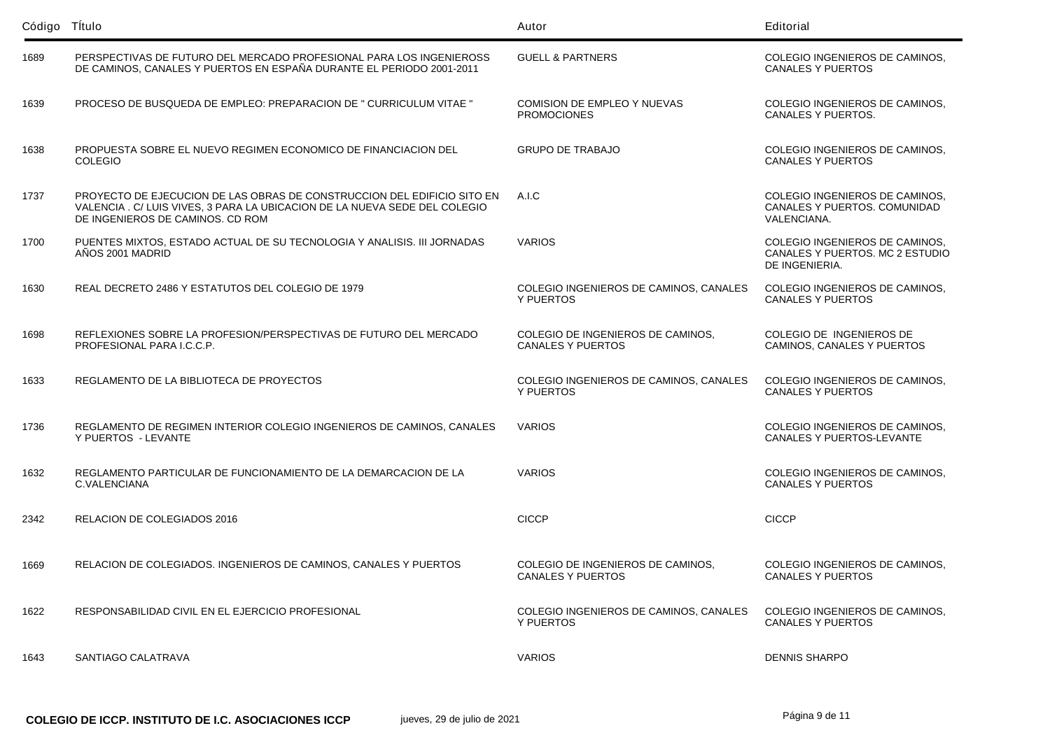| Código | Título | Autor | Editorial |
|---|---|---|---|
| 1689 | PERSPECTIVAS DE FUTURO DEL MERCADO PROFESIONAL PARA LOS INGENIEROSS DE CAMINOS, CANALES Y PUERTOS EN ESPAÑA DURANTE EL PERIODO 2001-2011 | GUELL & PARTNERS | COLEGIO INGENIEROS DE CAMINOS, CANALES Y PUERTOS |
| 1639 | PROCESO DE BUSQUEDA DE EMPLEO: PREPARACION DE " CURRICULUM VITAE " | COMISION DE EMPLEO Y NUEVAS PROMOCIONES | COLEGIO INGENIEROS DE CAMINOS, CANALES Y PUERTOS. |
| 1638 | PROPUESTA SOBRE EL NUEVO REGIMEN ECONOMICO DE FINANCIACION DEL COLEGIO | GRUPO DE TRABAJO | COLEGIO INGENIEROS DE CAMINOS, CANALES Y PUERTOS |
| 1737 | PROYECTO DE EJECUCION DE LAS OBRAS DE CONSTRUCCION DEL EDIFICIO SITO EN VALENCIA . C/ LUIS VIVES, 3 PARA LA UBICACION DE LA NUEVA SEDE DEL COLEGIO DE INGENIEROS DE CAMINOS. CD ROM | A.I.C | COLEGIO INGENIEROS DE CAMINOS, CANALES Y PUERTOS. COMUNIDAD VALENCIANA. |
| 1700 | PUENTES MIXTOS, ESTADO ACTUAL DE SU TECNOLOGIA Y ANALISIS. III JORNADAS AÑOS 2001 MADRID | VARIOS | COLEGIO INGENIEROS DE CAMINOS, CANALES Y PUERTOS. MC 2 ESTUDIO DE INGENIERIA. |
| 1630 | REAL DECRETO 2486 Y ESTATUTOS DEL COLEGIO DE 1979 | COLEGIO INGENIEROS DE CAMINOS, CANALES Y PUERTOS | COLEGIO INGENIEROS DE CAMINOS, CANALES Y PUERTOS |
| 1698 | REFLEXIONES SOBRE LA PROFESION/PERSPECTIVAS DE FUTURO DEL MERCADO PROFESIONAL PARA I.C.C.P. | COLEGIO DE INGENIEROS DE CAMINOS, CANALES Y PUERTOS | COLEGIO DE INGENIEROS DE CAMINOS, CANALES Y PUERTOS |
| 1633 | REGLAMENTO DE LA BIBLIOTECA DE PROYECTOS | COLEGIO INGENIEROS DE CAMINOS, CANALES Y PUERTOS | COLEGIO INGENIEROS DE CAMINOS, CANALES Y PUERTOS |
| 1736 | REGLAMENTO DE REGIMEN INTERIOR COLEGIO INGENIEROS DE CAMINOS, CANALES Y PUERTOS - LEVANTE | VARIOS | COLEGIO INGENIEROS DE CAMINOS, CANALES Y PUERTOS-LEVANTE |
| 1632 | REGLAMENTO PARTICULAR DE FUNCIONAMIENTO DE LA DEMARCACION DE LA C.VALENCIANA | VARIOS | COLEGIO INGENIEROS DE CAMINOS, CANALES Y PUERTOS |
| 2342 | RELACION DE COLEGIADOS 2016 | CICCP | CICCP |
| 1669 | RELACION DE COLEGIADOS. INGENIEROS DE CAMINOS, CANALES Y PUERTOS | COLEGIO DE INGENIEROS DE CAMINOS, CANALES Y PUERTOS | COLEGIO INGENIEROS DE CAMINOS, CANALES Y PUERTOS |
| 1622 | RESPONSABILIDAD CIVIL EN EL EJERCICIO PROFESIONAL | COLEGIO INGENIEROS DE CAMINOS, CANALES Y PUERTOS | COLEGIO INGENIEROS DE CAMINOS, CANALES Y PUERTOS |
| 1643 | SANTIAGO CALATRAVA | VARIOS | DENNIS SHARPO |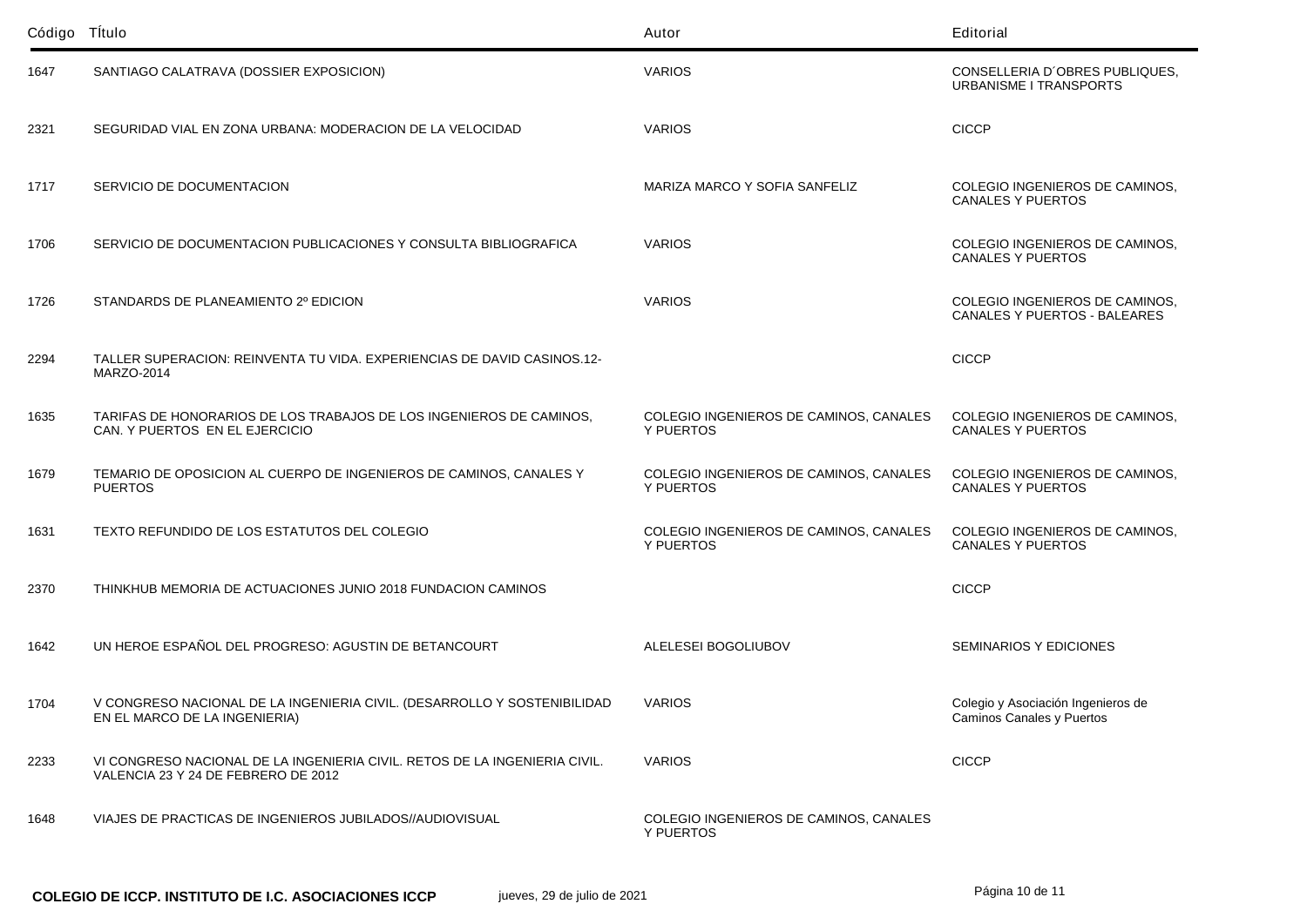| Código | Título | Autor | Editorial |
|---|---|---|---|
| 1647 | SANTIAGO CALATRAVA (DOSSIER EXPOSICION) | VARIOS | CONSELLERIA D´OBRES PUBLIQUES, URBANISME I TRANSPORTS |
| 2321 | SEGURIDAD VIAL EN ZONA URBANA: MODERACION DE LA VELOCIDAD | VARIOS | CICCP |
| 1717 | SERVICIO DE DOCUMENTACION | MARIZA MARCO Y SOFIA SANFELIZ | COLEGIO INGENIEROS DE CAMINOS, CANALES Y PUERTOS |
| 1706 | SERVICIO DE DOCUMENTACION PUBLICACIONES Y CONSULTA BIBLIOGRAFICA | VARIOS | COLEGIO INGENIEROS DE CAMINOS, CANALES Y PUERTOS |
| 1726 | STANDARDS DE PLANEAMIENTO 2º EDICION | VARIOS | COLEGIO INGENIEROS DE CAMINOS, CANALES Y PUERTOS - BALEARES |
| 2294 | TALLER SUPERACION: REINVENTA TU VIDA. EXPERIENCIAS DE DAVID CASINOS.12-MARZO-2014 | | CICCP |
| 1635 | TARIFAS DE HONORARIOS DE LOS TRABAJOS DE LOS INGENIEROS DE CAMINOS, CAN. Y PUERTOS EN EL EJERCICIO | COLEGIO INGENIEROS DE CAMINOS, CANALES Y PUERTOS | COLEGIO INGENIEROS DE CAMINOS, CANALES Y PUERTOS |
| 1679 | TEMARIO DE OPOSICION AL CUERPO DE INGENIEROS DE CAMINOS, CANALES Y PUERTOS | COLEGIO INGENIEROS DE CAMINOS, CANALES Y PUERTOS | COLEGIO INGENIEROS DE CAMINOS, CANALES Y PUERTOS |
| 1631 | TEXTO REFUNDIDO DE LOS ESTATUTOS DEL COLEGIO | COLEGIO INGENIEROS DE CAMINOS, CANALES Y PUERTOS | COLEGIO INGENIEROS DE CAMINOS, CANALES Y PUERTOS |
| 2370 | THINKHUB MEMORIA DE ACTUACIONES JUNIO 2018 FUNDACION CAMINOS | | CICCP |
| 1642 | UN HEROE ESPAÑOL DEL PROGRESO: AGUSTIN DE BETANCOURT | ALELESEI BOGOLIUBOV | SEMINARIOS Y EDICIONES |
| 1704 | V CONGRESO NACIONAL DE LA INGENIERIA CIVIL. (DESARROLLO Y SOSTENIBILIDAD EN EL MARCO DE LA INGENIERIA) | VARIOS | Colegio y Asociación Ingenieros de Caminos Canales y Puertos |
| 2233 | VI CONGRESO NACIONAL DE LA INGENIERIA CIVIL. RETOS DE LA INGENIERIA CIVIL. VALENCIA 23 Y 24 DE FEBRERO DE 2012 | VARIOS | CICCP |
| 1648 | VIAJES DE PRACTICAS DE INGENIEROS JUBILADOS//AUDIOVISUAL | COLEGIO INGENIEROS DE CAMINOS, CANALES Y PUERTOS | |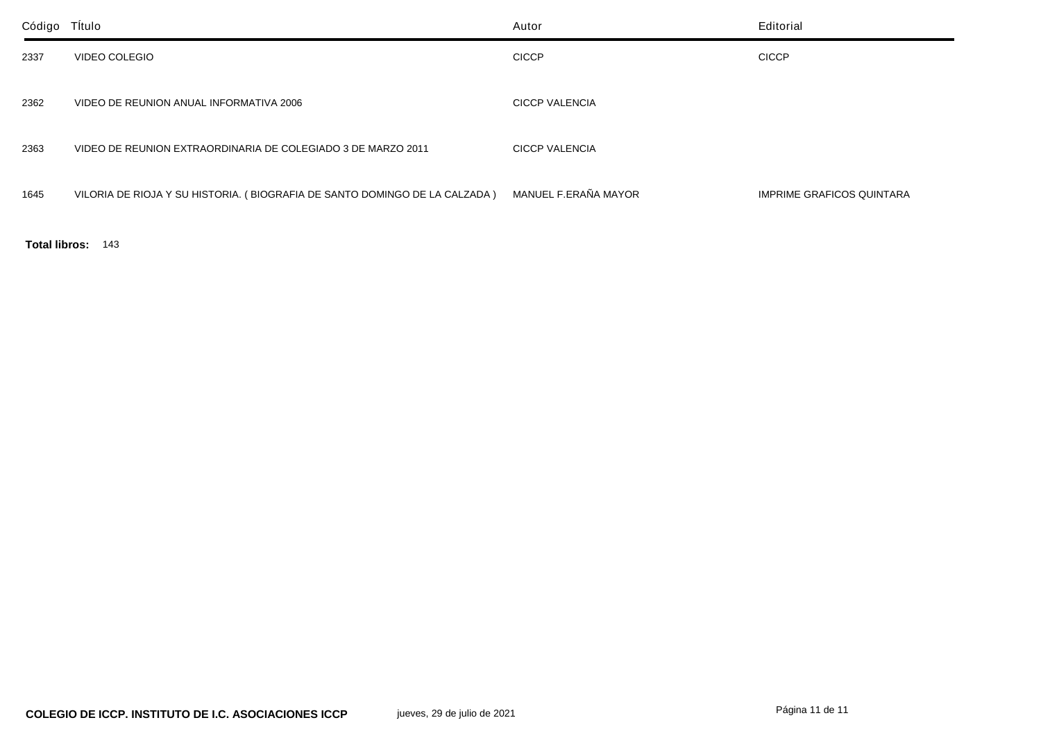| Código | Título | Autor | Editorial |
|---|---|---|---|
| 2337 | VIDEO COLEGIO | CICCP | CICCP |
| 2362 | VIDEO DE REUNION ANUAL INFORMATIVA 2006 | CICCP VALENCIA | |
| 2363 | VIDEO DE REUNION EXTRAORDINARIA DE COLEGIADO 3 DE MARZO 2011 | CICCP VALENCIA | |
| 1645 | VILORIA DE RIOJA Y SU HISTORIA. ( BIOGRAFIA DE SANTO DOMINGO DE LA CALZADA ) | MANUEL F.ERAÑA MAYOR | IMPRIME GRAFICOS QUINTARA |

**Total libros:** 143

**COLEGIO DE ICCP. INSTITUTO DE I.C. ASOCIACIONES ICCP** jueves, 29 de julio de 2021